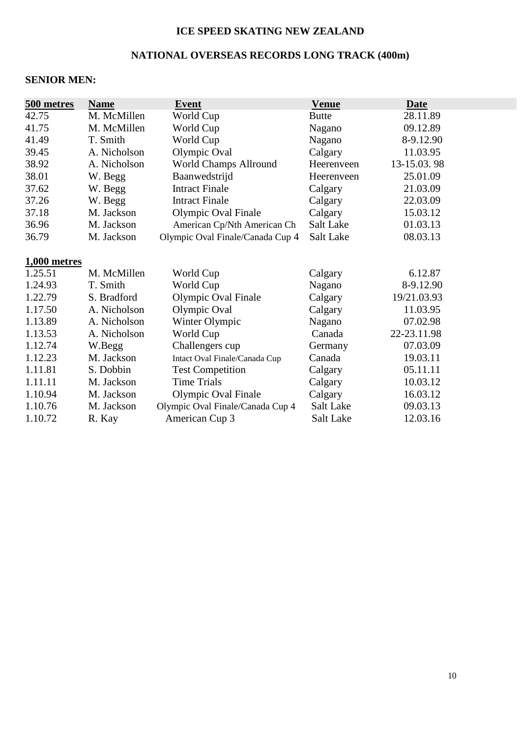**ICE SPEED SKATING NEW ZEALAND**

**NATIONAL OVERSEAS RECORDS LONG TRACK (400m)**

**SENIOR MEN:**

| 500 metres | Name | Event | Venue | Date |
|---|---|---|---|---|
| 42.75 | M. McMillen | World Cup | Butte | 28.11.89 |
| 41.75 | M. McMillen | World Cup | Nagano | 09.12.89 |
| 41.49 | T. Smith | World Cup | Nagano | 8-9.12.90 |
| 39.45 | A. Nicholson | Olympic Oval | Calgary | 11.03.95 |
| 38.92 | A. Nicholson | World Champs Allround | Heerenveen | 13-15.03. 98 |
| 38.01 | W. Begg | Baanwedstrijd | Heerenveen | 25.01.09 |
| 37.62 | W. Begg | Intract Finale | Calgary | 21.03.09 |
| 37.26 | W. Begg | Intract Finale | Calgary | 22.03.09 |
| 37.18 | M. Jackson | Olympic Oval Finale | Calgary | 15.03.12 |
| 36.96 | M. Jackson | American Cp/Nth American Ch | Salt Lake | 01.03.13 |
| 36.79 | M. Jackson | Olympic Oval Finale/Canada Cup 4 | Salt Lake | 08.03.13 |

| 1,000 metres | Name | Event | Venue | Date |
|---|---|---|---|---|
| 1.25.51 | M. McMillen | World Cup | Calgary | 6.12.87 |
| 1.24.93 | T. Smith | World Cup | Nagano | 8-9.12.90 |
| 1.22.79 | S. Bradford | Olympic Oval Finale | Calgary | 19/21.03.93 |
| 1.17.50 | A. Nicholson | Olympic Oval | Calgary | 11.03.95 |
| 1.13.89 | A. Nicholson | Winter Olympic | Nagano | 07.02.98 |
| 1.13.53 | A. Nicholson | World Cup | Canada | 22-23.11.98 |
| 1.12.74 | W.Begg | Challengers cup | Germany | 07.03.09 |
| 1.12.23 | M. Jackson | Intact Oval Finale/Canada Cup | Canada | 19.03.11 |
| 1.11.81 | S. Dobbin | Test Competition | Calgary | 05.11.11 |
| 1.11.11 | M. Jackson | Time Trials | Calgary | 10.03.12 |
| 1.10.94 | M. Jackson | Olympic Oval Finale | Calgary | 16.03.12 |
| 1.10.76 | M. Jackson | Olympic Oval Finale/Canada Cup 4 | Salt Lake | 09.03.13 |
| 1.10.72 | R. Kay | American Cup 3 | Salt Lake | 12.03.16 |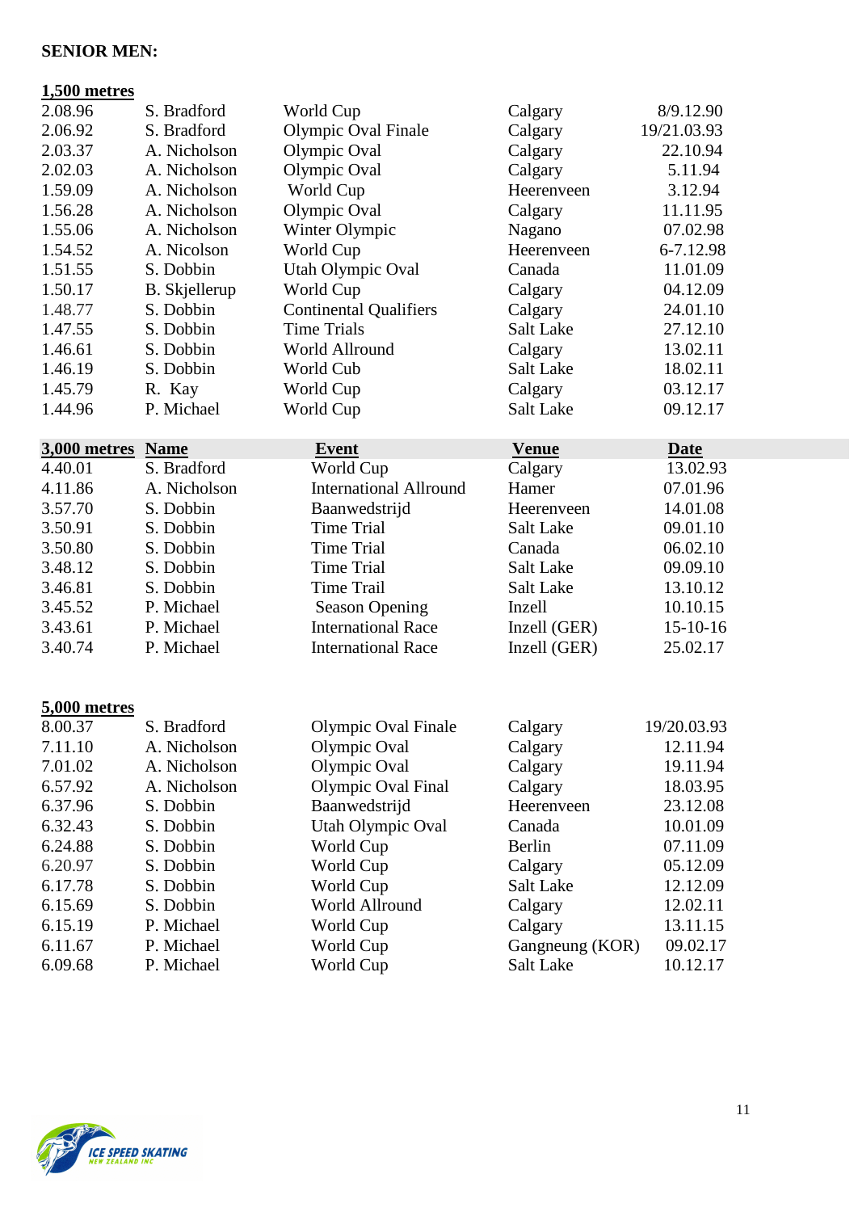**SENIOR MEN:**

**1,500 metres**

| | | | | |
|---|---|---|---|---|
| 2.08.96 | S. Bradford | World Cup | Calgary | 8/9.12.90 |
| 2.06.92 | S. Bradford | Olympic Oval Finale | Calgary | 19/21.03.93 |
| 2.03.37 | A. Nicholson | Olympic Oval | Calgary | 22.10.94 |
| 2.02.03 | A. Nicholson | Olympic Oval | Calgary | 5.11.94 |
| 1.59.09 | A. Nicholson | World Cup | Heerenveen | 3.12.94 |
| 1.56.28 | A. Nicholson | Olympic Oval | Calgary | 11.11.95 |
| 1.55.06 | A. Nicholson | Winter Olympic | Nagano | 07.02.98 |
| 1.54.52 | A. Nicolson | World Cup | Heerenveen | 6-7.12.98 |
| 1.51.55 | S. Dobbin | Utah Olympic Oval | Canada | 11.01.09 |
| 1.50.17 | B. Skjellerup | World Cup | Calgary | 04.12.09 |
| 1.48.77 | S. Dobbin | Continental Qualifiers | Calgary | 24.01.10 |
| 1.47.55 | S. Dobbin | Time Trials | Salt Lake | 27.12.10 |
| 1.46.61 | S. Dobbin | World Allround | Calgary | 13.02.11 |
| 1.46.19 | S. Dobbin | World Cub | Salt Lake | 18.02.11 |
| 1.45.79 | R. Kay | World Cup | Calgary | 03.12.17 |
| 1.44.96 | P. Michael | World Cup | Salt Lake | 09.12.17 |

| 3,000 metres | Name | Event | Venue | Date |
|---|---|---|---|---|
| 4.40.01 | S. Bradford | World Cup | Calgary | 13.02.93 |
| 4.11.86 | A. Nicholson | International Allround | Hamer | 07.01.96 |
| 3.57.70 | S. Dobbin | Baanwedstrijd | Heerenveen | 14.01.08 |
| 3.50.91 | S. Dobbin | Time Trial | Salt Lake | 09.01.10 |
| 3.50.80 | S. Dobbin | Time Trial | Canada | 06.02.10 |
| 3.48.12 | S. Dobbin | Time Trial | Salt Lake | 09.09.10 |
| 3.46.81 | S. Dobbin | Time Trail | Salt Lake | 13.10.12 |
| 3.45.52 | P. Michael | Season Opening | Inzell | 10.10.15 |
| 3.43.61 | P. Michael | International Race | Inzell (GER) | 15-10-16 |
| 3.40.74 | P. Michael | International Race | Inzell (GER) | 25.02.17 |

**5,000 metres**

| | | | | |
|---|---|---|---|---|
| 8.00.37 | S. Bradford | Olympic Oval Finale | Calgary | 19/20.03.93 |
| 7.11.10 | A. Nicholson | Olympic Oval | Calgary | 12.11.94 |
| 7.01.02 | A. Nicholson | Olympic Oval | Calgary | 19.11.94 |
| 6.57.92 | A. Nicholson | Olympic Oval Final | Calgary | 18.03.95 |
| 6.37.96 | S. Dobbin | Baanwedstrijd | Heerenveen | 23.12.08 |
| 6.32.43 | S. Dobbin | Utah Olympic Oval | Canada | 10.01.09 |
| 6.24.88 | S. Dobbin | World Cup | Berlin | 07.11.09 |
| 6.20.97 | S. Dobbin | World Cup | Calgary | 05.12.09 |
| 6.17.78 | S. Dobbin | World Cup | Salt Lake | 12.12.09 |
| 6.15.69 | S. Dobbin | World Allround | Calgary | 12.02.11 |
| 6.15.19 | P. Michael | World Cup | Calgary | 13.11.15 |
| 6.11.67 | P. Michael | World Cup | Gangneung (KOR) | 09.02.17 |
| 6.09.68 | P. Michael | World Cup | Salt Lake | 10.12.17 |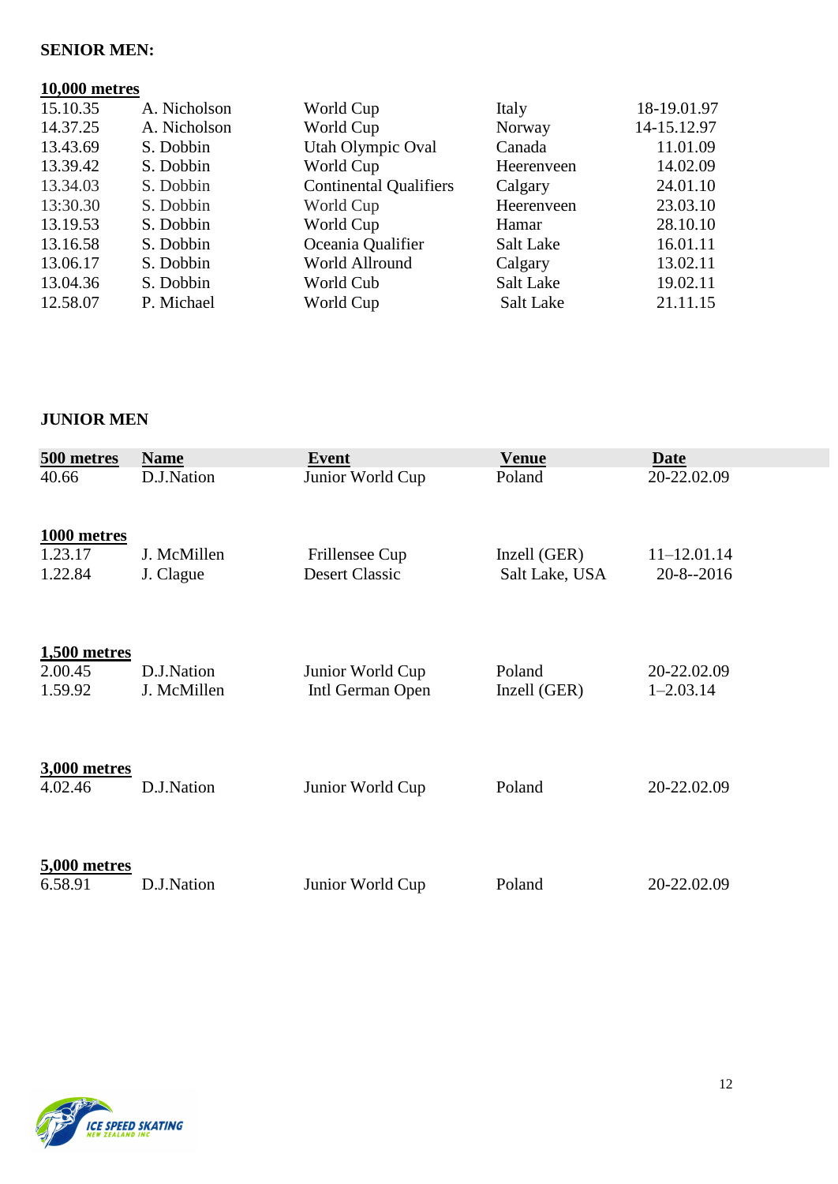**SENIOR MEN:**

**10,000 metres**

| | | | | |
|---|---|---|---|---|
| 15.10.35 | A. Nicholson | World Cup | Italy | 18-19.01.97 |
| 14.37.25 | A. Nicholson | World Cup | Norway | 14-15.12.97 |
| 13.43.69 | S. Dobbin | Utah Olympic Oval | Canada | 11.01.09 |
| 13.39.42 | S. Dobbin | World Cup | Heerenveen | 14.02.09 |
| 13.34.03 | S. Dobbin | Continental Qualifiers | Calgary | 24.01.10 |
| 13:30.30 | S. Dobbin | World Cup | Heerenveen | 23.03.10 |
| 13.19.53 | S. Dobbin | World Cup | Hamar | 28.10.10 |
| 13.16.58 | S. Dobbin | Oceania Qualifier | Salt Lake | 16.01.11 |
| 13.06.17 | S. Dobbin | World Allround | Calgary | 13.02.11 |
| 13.04.36 | S. Dobbin | World Cub | Salt Lake | 19.02.11 |
| 12.58.07 | P. Michael | World Cup | Salt Lake | 21.11.15 |

**JUNIOR MEN**

| 500 metres | Name | Event | Venue | Date |
|---|---|---|---|---|
| 40.66 | D.J.Nation | Junior World Cup | Poland | 20-22.02.09 |
| **1000 metres** | | | | |
| 1.23.17 | J. McMillen | Frillensee Cup | Inzell (GER) | 11–12.01.14 |
| 1.22.84 | J. Clague | Desert Classic | Salt Lake, USA | 20-8--2016 |
| **1,500 metres** | | | | |
| 2.00.45 | D.J.Nation | Junior World Cup | Poland | 20-22.02.09 |
| 1.59.92 | J. McMillen | Intl German Open | Inzell (GER) | 1–2.03.14 |
| **3,000 metres** | | | | |
| 4.02.46 | D.J.Nation | Junior World Cup | Poland | 20-22.02.09 |
| **5,000 metres** | | | | |
| 6.58.91 | D.J.Nation | Junior World Cup | Poland | 20-22.02.09 |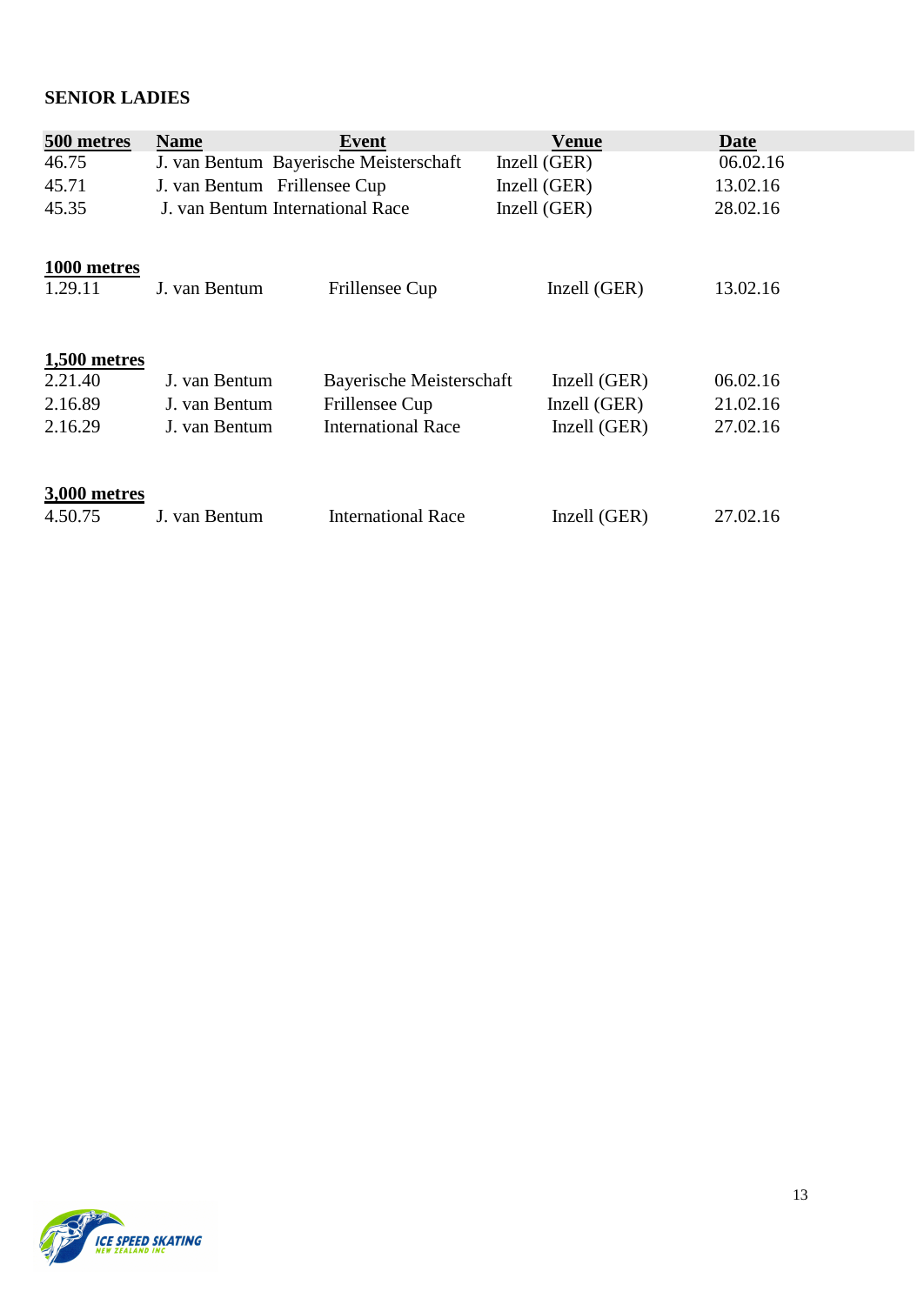## SENIOR LADIES

| 500 metres | Name | Event | Venue | Date |
|---|---|---|---|---|
| 46.75 | J. van Bentum | Bayerische Meisterschaft | Inzell (GER) | 06.02.16 |
| 45.71 | J. van Bentum | Frillensee Cup | Inzell (GER) | 13.02.16 |
| 45.35 | J. van Bentum | International Race | Inzell (GER) | 28.02.16 |

| 1000 metres | | | | |
|---|---|---|---|---|
| 1.29.11 | J. van Bentum | Frillensee Cup | Inzell (GER) | 13.02.16 |

| 1,500 metres | | | | |
|---|---|---|---|---|
| 2.21.40 | J. van Bentum | Bayerische Meisterschaft | Inzell (GER) | 06.02.16 |
| 2.16.89 | J. van Bentum | Frillensee Cup | Inzell (GER) | 21.02.16 |
| 2.16.29 | J. van Bentum | International Race | Inzell (GER) | 27.02.16 |

| 3,000 metres | | | | |
|---|---|---|---|---|
| 4.50.75 | J. van Bentum | International Race | Inzell (GER) | 27.02.16 |